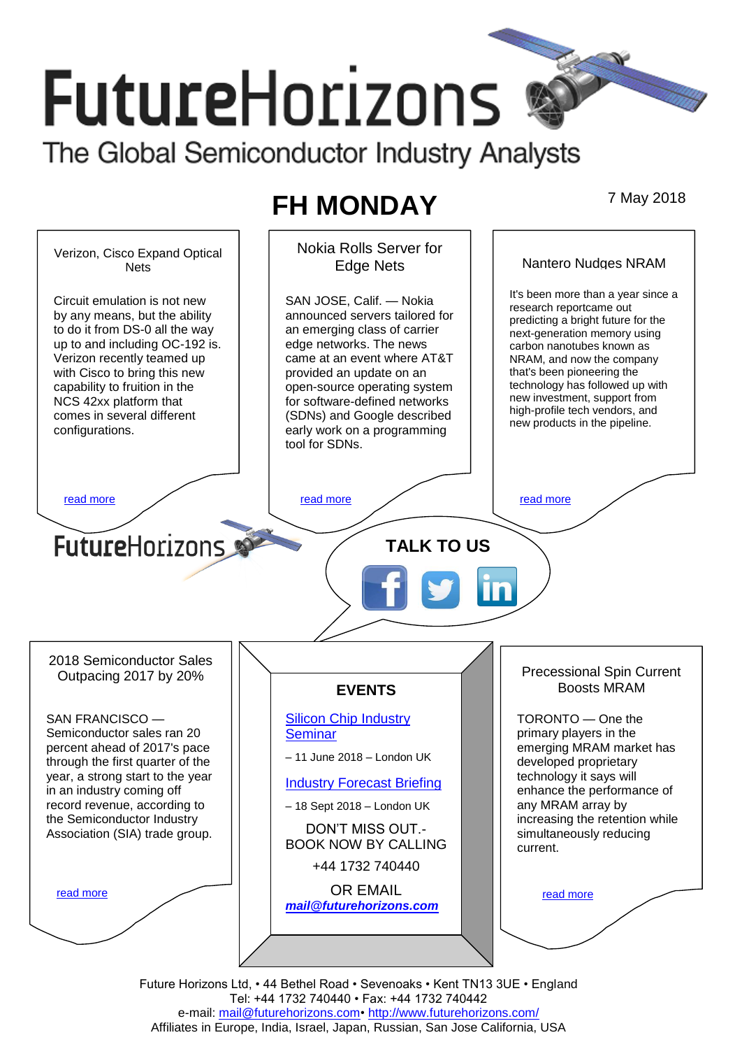# FutureHorizons

The Global Semiconductor Industry Analysts

## FH MONDAY

7 May 2018

### Verizon, Cisco Expand Optical Nets

Circuit emulation is not new by any means, but the ability to do it from DS-0 all the way up to and including OC-192 is. Verizon recently teamed up with Cisco to bring this new capability to fruition in the NCS 42xx platform that comes in several different configurations.

read more

### Nokia Rolls Server for Edge Nets

SAN JOSE, Calif. — Nokia announced servers tailored for an emerging class of carrier edge networks. The news came at an event where AT&T provided an update on an open-source operating system for software-defined networks (SDNs) and Google described early work on a programming tool for SDNs.

read more

### Nantero Nudges NRAM

It's been more than a year since a research reportcame out predicting a bright future for the next-generation memory using carbon nanotubes known as NRAM, and now the company that's been pioneering the technology has followed up with new investment, support from high-profile tech vendors, and new products in the pipeline.

read more

FutureHorizons

**TALK TO US**

### 2018 Semiconductor Sales Outpacing 2017 by 20%

SAN FRANCISCO — Semiconductor sales ran 20 percent ahead of 2017's pace through the first quarter of the year, a strong start to the year in an industry coming off record revenue, according to the Semiconductor Industry Association (SIA) trade group.

read more

### EVENTS

Silicon Chip Industry Seminar

– 11 June 2018 – London UK

Industry Forecast Briefing

– 18 Sept 2018 – London UK

DON'T MISS OUT.- BOOK NOW BY CALLING

+44 1732 740440

OR EMAIL

***mail@futurehorizons.com***

### Precessional Spin Current Boosts MRAM

TORONTO — One the primary players in the emerging MRAM market has developed proprietary technology it says will enhance the performance of any MRAM array by increasing the retention while simultaneously reducing current.

read more

Future Horizons Ltd, • 44 Bethel Road • Sevenoaks • Kent TN13 3UE • England
Tel: +44 1732 740440 • Fax: +44 1732 740442
e-mail: mail@futurehorizons.com• http://www.futurehorizons.com/
Affiliates in Europe, India, Israel, Japan, Russian, San Jose California, USA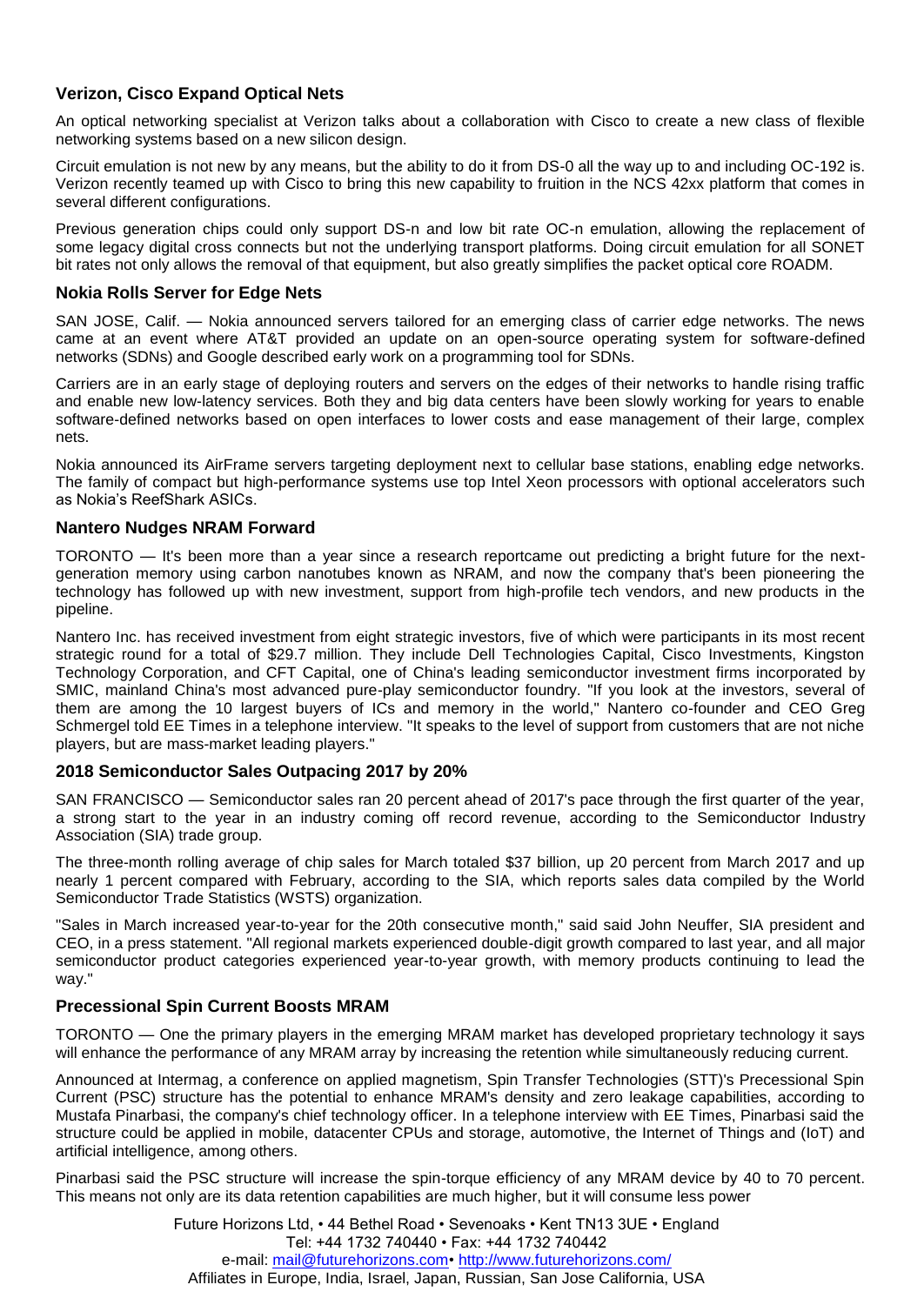### Verizon, Cisco Expand Optical Nets

An optical networking specialist at Verizon talks about a collaboration with Cisco to create a new class of flexible networking systems based on a new silicon design.

Circuit emulation is not new by any means, but the ability to do it from DS-0 all the way up to and including OC-192 is. Verizon recently teamed up with Cisco to bring this new capability to fruition in the NCS 42xx platform that comes in several different configurations.

Previous generation chips could only support DS-n and low bit rate OC-n emulation, allowing the replacement of some legacy digital cross connects but not the underlying transport platforms. Doing circuit emulation for all SONET bit rates not only allows the removal of that equipment, but also greatly simplifies the packet optical core ROADM.

### Nokia Rolls Server for Edge Nets

SAN JOSE, Calif. — Nokia announced servers tailored for an emerging class of carrier edge networks. The news came at an event where AT&T provided an update on an open-source operating system for software-defined networks (SDNs) and Google described early work on a programming tool for SDNs.

Carriers are in an early stage of deploying routers and servers on the edges of their networks to handle rising traffic and enable new low-latency services. Both they and big data centers have been slowly working for years to enable software-defined networks based on open interfaces to lower costs and ease management of their large, complex nets.

Nokia announced its AirFrame servers targeting deployment next to cellular base stations, enabling edge networks. The family of compact but high-performance systems use top Intel Xeon processors with optional accelerators such as Nokia's ReefShark ASICs.

### Nantero Nudges NRAM Forward

TORONTO — It's been more than a year since a research reportcame out predicting a bright future for the next-generation memory using carbon nanotubes known as NRAM, and now the company that's been pioneering the technology has followed up with new investment, support from high-profile tech vendors, and new products in the pipeline.

Nantero Inc. has received investment from eight strategic investors, five of which were participants in its most recent strategic round for a total of $29.7 million. They include Dell Technologies Capital, Cisco Investments, Kingston Technology Corporation, and CFT Capital, one of China's leading semiconductor investment firms incorporated by SMIC, mainland China's most advanced pure-play semiconductor foundry. "If you look at the investors, several of them are among the 10 largest buyers of ICs and memory in the world," Nantero co-founder and CEO Greg Schmergel told EE Times in a telephone interview. "It speaks to the level of support from customers that are not niche players, but are mass-market leading players."

### 2018 Semiconductor Sales Outpacing 2017 by 20%

SAN FRANCISCO — Semiconductor sales ran 20 percent ahead of 2017's pace through the first quarter of the year, a strong start to the year in an industry coming off record revenue, according to the Semiconductor Industry Association (SIA) trade group.

The three-month rolling average of chip sales for March totaled $37 billion, up 20 percent from March 2017 and up nearly 1 percent compared with February, according to the SIA, which reports sales data compiled by the World Semiconductor Trade Statistics (WSTS) organization.

"Sales in March increased year-to-year for the 20th consecutive month," said said John Neuffer, SIA president and CEO, in a press statement. "All regional markets experienced double-digit growth compared to last year, and all major semiconductor product categories experienced year-to-year growth, with memory products continuing to lead the way."

### Precessional Spin Current Boosts MRAM

TORONTO — One the primary players in the emerging MRAM market has developed proprietary technology it says will enhance the performance of any MRAM array by increasing the retention while simultaneously reducing current.

Announced at Intermag, a conference on applied magnetism, Spin Transfer Technologies (STT)'s Precessional Spin Current (PSC) structure has the potential to enhance MRAM's density and zero leakage capabilities, according to Mustafa Pinarbasi, the company's chief technology officer. In a telephone interview with EE Times, Pinarbasi said the structure could be applied in mobile, datacenter CPUs and storage, automotive, the Internet of Things and (IoT) and artificial intelligence, among others.

Pinarbasi said the PSC structure will increase the spin-torque efficiency of any MRAM device by 40 to 70 percent. This means not only are its data retention capabilities are much higher, but it will consume less power

Future Horizons Ltd, • 44 Bethel Road • Sevenoaks • Kent TN13 3UE • England
Tel: +44 1732 740440 • Fax: +44 1732 740442
e-mail: mail@futurehorizons.com• http://www.futurehorizons.com/
Affiliates in Europe, India, Israel, Japan, Russian, San Jose California, USA